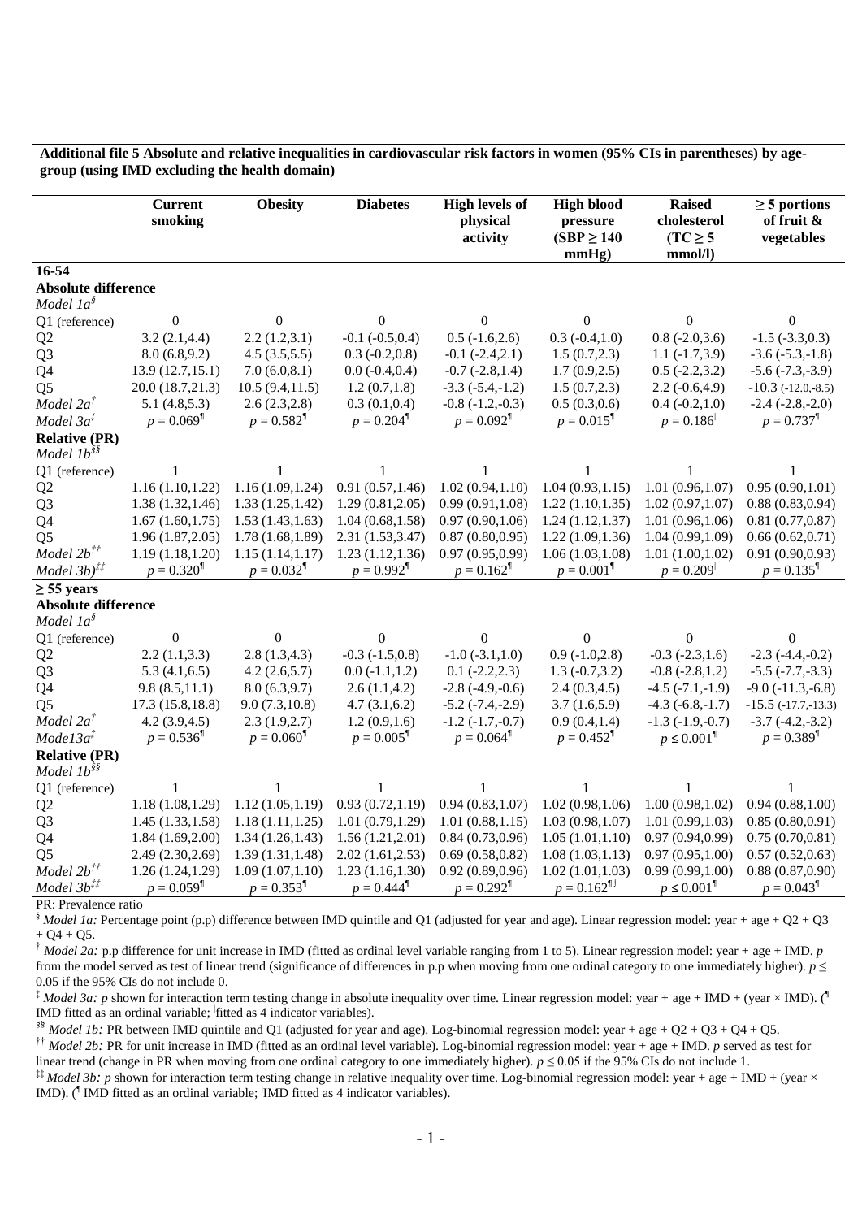**Additional file 5 Absolute and relative inequalities in cardiovascular risk factors in women (95% CIs in parentheses) by age-group (using IMD excluding the health domain)**

| | Current smoking | Obesity | Diabetes | High levels of physical activity | High blood pressure (SBP ≥ 140 mmHg) | Raised cholesterol (TC ≥ 5 mmol/l) | ≥ 5 portions of fruit & vegetables |
|---|---|---|---|---|---|---|---|
| **16-54** | | | | | | | |
| **Absolute difference** | | | | | | | |
| *Model 1a*[§] | | | | | | | |
| Q1 (reference) | 0 | 0 | 0 | 0 | 0 | 0 | 0 |
| Q2 | 3.2 (2.1,4.4) | 2.2 (1.2,3.1) | -0.1 (-0.5,0.4) | 0.5 (-1.6,2.6) | 0.3 (-0.4,1.0) | 0.8 (-2.0,3.6) | -1.5 (-3.3,0.3) |
| Q3 | 8.0 (6.8,9.2) | 4.5 (3.5,5.5) | 0.3 (-0.2,0.8) | -0.1 (-2.4,2.1) | 1.5 (0.7,2.3) | 1.1 (-1.7,3.9) | -3.6 (-5.3,-1.8) |
| Q4 | 13.9 (12.7,15.1) | 7.0 (6.0,8.1) | 0.0 (-0.4,0.4) | -0.7 (-2.8,1.4) | 1.7 (0.9,2.5) | 0.5 (-2.2,3.2) | -5.6 (-7.3,-3.9) |
| Q5 | 20.0 (18.7,21.3) | 10.5 (9.4,11.5) | 1.2 (0.7,1.8) | -3.3 (-5.4,-1.2) | 1.5 (0.7,2.3) | 2.2 (-0.6,4.9) | -10.3 (-12.0,-8.5) |
| *Model 2a*[†] | 5.1 (4.8,5.3) | 2.6 (2.3,2.8) | 0.3 (0.1,0.4) | -0.8 (-1.2,-0.3) | 0.5 (0.3,0.6) | 0.4 (-0.2,1.0) | -2.4 (-2.8,-2.0) |
| *Model 3a*[‡] | $p = 0.069$[¶] | $p = 0.582$[¶] | $p = 0.204$[¶] | $p = 0.092$[¶] | $p = 0.015$[¶] | $p = 0.186$[ǀ] | $p = 0.737$[¶] |
| **Relative (PR)** | | | | | | | |
| *Model 1b*[§§] | | | | | | | |
| Q1 (reference) | 1 | 1 | 1 | 1 | 1 | 1 | 1 |
| Q2 | 1.16 (1.10,1.22) | 1.16 (1.09,1.24) | 0.91 (0.57,1.46) | 1.02 (0.94,1.10) | 1.04 (0.93,1.15) | 1.01 (0.96,1.07) | 0.95 (0.90,1.01) |
| Q3 | 1.38 (1.32,1.46) | 1.33 (1.25,1.42) | 1.29 (0.81,2.05) | 0.99 (0.91,1.08) | 1.22 (1.10,1.35) | 1.02 (0.97,1.07) | 0.88 (0.83,0.94) |
| Q4 | 1.67 (1.60,1.75) | 1.53 (1.43,1.63) | 1.04 (0.68,1.58) | 0.97 (0.90,1.06) | 1.24 (1.12,1.37) | 1.01 (0.96,1.06) | 0.81 (0.77,0.87) |
| Q5 | 1.96 (1.87,2.05) | 1.78 (1.68,1.89) | 2.31 (1.53,3.47) | 0.87 (0.80,0.95) | 1.22 (1.09,1.36) | 1.04 (0.99,1.09) | 0.66 (0.62,0.71) |
| *Model 2b*[††] | 1.19 (1.18,1.20) | 1.15 (1.14,1.17) | 1.23 (1.12,1.36) | 0.97 (0.95,0.99) | 1.06 (1.03,1.08) | 1.01 (1.00,1.02) | 0.91 (0.90,0.93) |
| *Model 3b)*[‡‡] | $p = 0.320$[¶] | $p = 0.032$[¶] | $p = 0.992$[¶] | $p = 0.162$[¶] | $p = 0.001$[¶] | $p = 0.209$[ǀ] | $p = 0.135$[¶] |
| **≥ 55 years** | | | | | | | |
| **Absolute difference** | | | | | | | |
| *Model 1a*[§] | | | | | | | |
| Q1 (reference) | 0 | 0 | 0 | 0 | 0 | 0 | 0 |
| Q2 | 2.2 (1.1,3.3) | 2.8 (1.3,4.3) | -0.3 (-1.5,0.8) | -1.0 (-3.1,1.0) | 0.9 (-1.0,2.8) | -0.3 (-2.3,1.6) | -2.3 (-4.4,-0.2) |
| Q3 | 5.3 (4.1,6.5) | 4.2 (2.6,5.7) | 0.0 (-1.1,1.2) | 0.1 (-2.2,2.3) | 1.3 (-0.7,3.2) | -0.8 (-2.8,1.2) | -5.5 (-7.7,-3.3) |
| Q4 | 9.8 (8.5,11.1) | 8.0 (6.3,9.7) | 2.6 (1.1,4.2) | -2.8 (-4.9,-0.6) | 2.4 (0.3,4.5) | -4.5 (-7.1,-1.9) | -9.0 (-11.3,-6.8) |
| Q5 | 17.3 (15.8,18.8) | 9.0 (7.3,10.8) | 4.7 (3.1,6.2) | -5.2 (-7.4,-2.9) | 3.7 (1.6,5.9) | -4.3 (-6.8,-1.7) | -15.5 (-17.7,-13.3) |
| *Model 2a*[†] | 4.2 (3.9,4.5) | 2.3 (1.9,2.7) | 1.2 (0.9,1.6) | -1.2 (-1.7,-0.7) | 0.9 (0.4,1.4) | -1.3 (-1.9,-0.7) | -3.7 (-4.2,-3.2) |
| *Mode13a*[‡] | $p = 0.536$[¶] | $p = 0.060$[¶] | $p = 0.005$[¶] | $p = 0.064$[¶] | $p = 0.452$[¶] | $p \leq 0.001$[¶] | $p = 0.389$[¶] |
| **Relative (PR)** | | | | | | | |
| *Model 1b*[§§] | | | | | | | |
| Q1 (reference) | 1 | 1 | 1 | 1 | 1 | 1 | 1 |
| Q2 | 1.18 (1.08,1.29) | 1.12 (1.05,1.19) | 0.93 (0.72,1.19) | 0.94 (0.83,1.07) | 1.02 (0.98,1.06) | 1.00 (0.98,1.02) | 0.94 (0.88,1.00) |
| Q3 | 1.45 (1.33,1.58) | 1.18 (1.11,1.25) | 1.01 (0.79,1.29) | 1.01 (0.88,1.15) | 1.03 (0.98,1.07) | 1.01 (0.99,1.03) | 0.85 (0.80,0.91) |
| Q4 | 1.84 (1.69,2.00) | 1.34 (1.26,1.43) | 1.56 (1.21,2.01) | 0.84 (0.73,0.96) | 1.05 (1.01,1.10) | 0.97 (0.94,0.99) | 0.75 (0.70,0.81) |
| Q5 | 2.49 (2.30,2.69) | 1.39 (1.31,1.48) | 2.02 (1.61,2.53) | 0.69 (0.58,0.82) | 1.08 (1.03,1.13) | 0.97 (0.95,1.00) | 0.57 (0.52,0.63) |
| *Model 2b*[††] | 1.26 (1.24,1.29) | 1.09 (1.07,1.10) | 1.23 (1.16,1.30) | 0.92 (0.89,0.96) | 1.02 (1.01,1.03) | 0.99 (0.99,1.00) | 0.88 (0.87,0.90) |
| *Model 3b*[‡‡] | $p = 0.059$[¶] | $p = 0.353$[¶] | $p = 0.444$[¶] | $p = 0.292$[¶] | $p = 0.162$[¶ǀ] | $p \leq 0.001$[¶] | $p = 0.043$[¶] |

PR: Prevalence ratio

[§] *Model 1a:* Percentage point (p.p) difference between IMD quintile and Q1 (adjusted for year and age). Linear regression model: year + age + Q2 + Q3 + Q4 + Q5.

[†] *Model 2a:* p.p difference for unit increase in IMD (fitted as ordinal level variable ranging from 1 to 5). Linear regression model: year + age + IMD. *p* from the model served as test of linear trend (significance of differences in p.p when moving from one ordinal category to one immediately higher). $p \leq 0.05$ if the 95% CIs do not include 0.

[‡] *Model 3a: p* shown for interaction term testing change in absolute inequality over time. Linear regression model: year + age + IMD + (year × IMD). ([¶] IMD fitted as an ordinal variable; [ǀ]fitted as 4 indicator variables).

[§§] *Model 1b:* PR between IMD quintile and Q1 (adjusted for year and age). Log-binomial regression model: year + age + Q2 + Q3 + Q4 + Q5.

[††] *Model 2b:* PR for unit increase in IMD (fitted as an ordinal level variable). Log-binomial regression model: year + age + IMD. *p* served as test for linear trend (change in PR when moving from one ordinal category to one immediately higher). $p \leq 0.05$ if the 95% CIs do not include 1.

[‡‡] *Model 3b: p* shown for interaction term testing change in relative inequality over time. Log-binomial regression model: year + age + IMD + (year × IMD). ([¶] IMD fitted as an ordinal variable; [ǀ]IMD fitted as 4 indicator variables).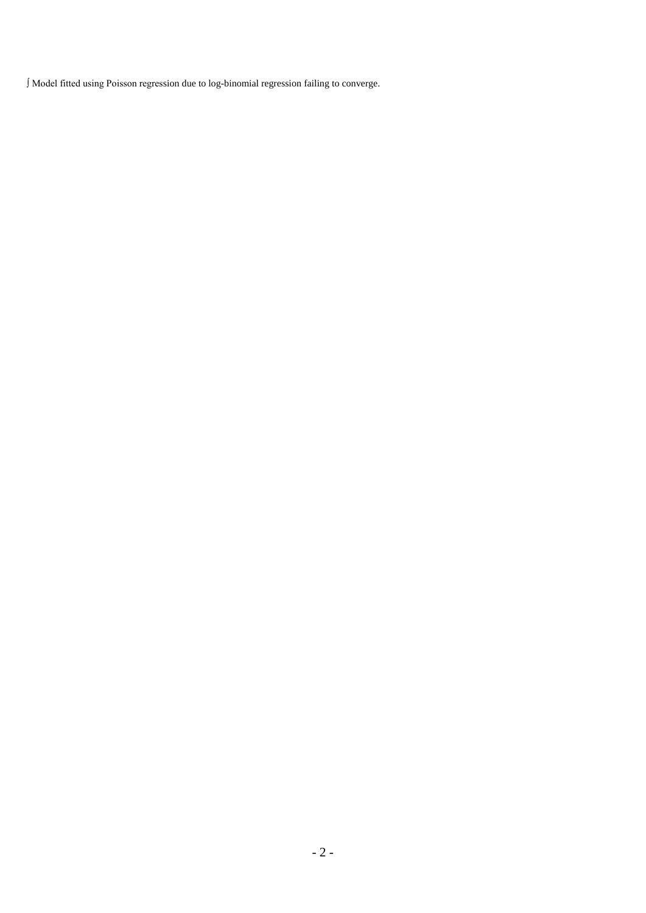∫ Model fitted using Poisson regression due to log-binomial regression failing to converge.